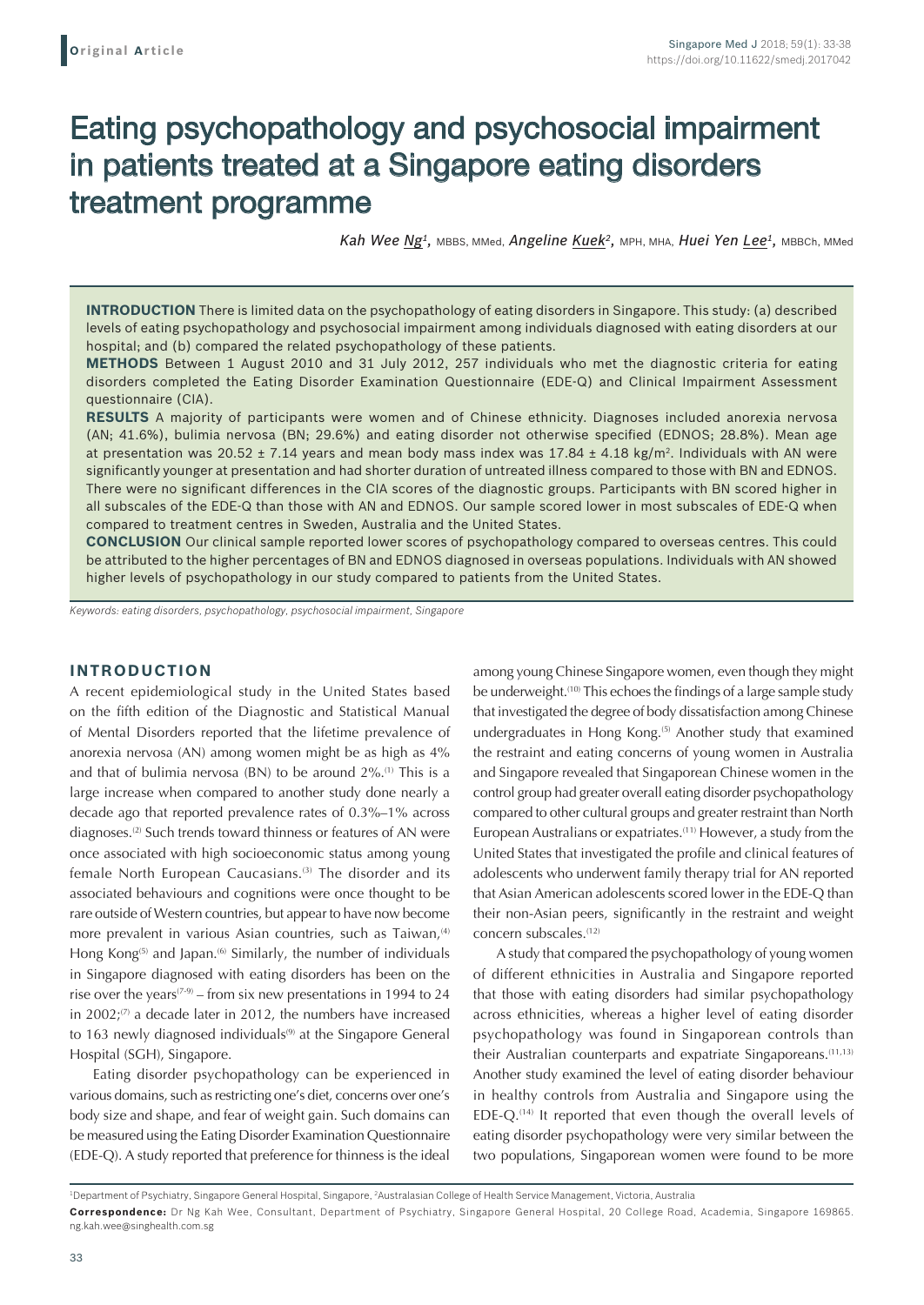**Original Article**

# Eating psychopathology and psychosocial impairment in patients treated at a Singapore eating disorders treatment programme

*Kah Wee Ng*[1], MBBS, MMed, *Angeline Kuek*[2], MPH, MHA, *Huei Yen Lee*[1], MBBCh, MMed

**INTRODUCTION** There is limited data on the psychopathology of eating disorders in Singapore. This study: (a) described levels of eating psychopathology and psychosocial impairment among individuals diagnosed with eating disorders at our hospital; and (b) compared the related psychopathology of these patients.

**METHODS** Between 1 August 2010 and 31 July 2012, 257 individuals who met the diagnostic criteria for eating disorders completed the Eating Disorder Examination Questionnaire (EDE-Q) and Clinical Impairment Assessment questionnaire (CIA).

**RESULTS** A majority of participants were women and of Chinese ethnicity. Diagnoses included anorexia nervosa (AN; 41.6%), bulimia nervosa (BN; 29.6%) and eating disorder not otherwise specified (EDNOS; 28.8%). Mean age at presentation was 20.52 ± 7.14 years and mean body mass index was 17.84 ± 4.18 kg/m$^2$. Individuals with AN were significantly younger at presentation and had shorter duration of untreated illness compared to those with BN and EDNOS. There were no significant differences in the CIA scores of the diagnostic groups. Participants with BN scored higher in all subscales of the EDE-Q than those with AN and EDNOS. Our sample scored lower in most subscales of EDE-Q when compared to treatment centres in Sweden, Australia and the United States.

**CONCLUSION** Our clinical sample reported lower scores of psychopathology compared to overseas centres. This could be attributed to the higher percentages of BN and EDNOS diagnosed in overseas populations. Individuals with AN showed higher levels of psychopathology in our study compared to patients from the United States.

*Keywords: eating disorders, psychopathology, psychosocial impairment, Singapore*

## INTRODUCTION

A recent epidemiological study in the United States based on the fifth edition of the Diagnostic and Statistical Manual of Mental Disorders reported that the lifetime prevalence of anorexia nervosa (AN) among women might be as high as 4% and that of bulimia nervosa (BN) to be around 2%.[1] This is a large increase when compared to another study done nearly a decade ago that reported prevalence rates of 0.3%–1% across diagnoses.[2] Such trends toward thinness or features of AN were once associated with high socioeconomic status among young female North European Caucasians.[3] The disorder and its associated behaviours and cognitions were once thought to be rare outside of Western countries, but appear to have now become more prevalent in various Asian countries, such as Taiwan,[4] Hong Kong[5] and Japan.[6] Similarly, the number of individuals in Singapore diagnosed with eating disorders has been on the rise over the years[7-9] – from six new presentations in 1994 to 24 in 2002;[7] a decade later in 2012, the numbers have increased to 163 newly diagnosed individuals[9] at the Singapore General Hospital (SGH), Singapore.

Eating disorder psychopathology can be experienced in various domains, such as restricting one's diet, concerns over one's body size and shape, and fear of weight gain. Such domains can be measured using the Eating Disorder Examination Questionnaire (EDE-Q). A study reported that preference for thinness is the ideal among young Chinese Singapore women, even though they might be underweight.[10] This echoes the findings of a large sample study that investigated the degree of body dissatisfaction among Chinese undergraduates in Hong Kong.[5] Another study that examined the restraint and eating concerns of young women in Australia and Singapore revealed that Singaporean Chinese women in the control group had greater overall eating disorder psychopathology compared to other cultural groups and greater restraint than North European Australians or expatriates.[11] However, a study from the United States that investigated the profile and clinical features of adolescents who underwent family therapy trial for AN reported that Asian American adolescents scored lower in the EDE-Q than their non-Asian peers, significantly in the restraint and weight concern subscales.[12]

A study that compared the psychopathology of young women of different ethnicities in Australia and Singapore reported that those with eating disorders had similar psychopathology across ethnicities, whereas a higher level of eating disorder psychopathology was found in Singaporean controls than their Australian counterparts and expatriate Singaporeans.[11,13] Another study examined the level of eating disorder behaviour in healthy controls from Australia and Singapore using the EDE-Q.[14] It reported that even though the overall levels of eating disorder psychopathology were very similar between the two populations, Singaporean women were found to be more

[1]Department of Psychiatry, Singapore General Hospital, Singapore, [2]Australasian College of Health Service Management, Victoria, Australia

**Correspondence:** Dr Ng Kah Wee, Consultant, Department of Psychiatry, Singapore General Hospital, 20 College Road, Academia, Singapore 169865. ng.kah.wee@singhealth.com.sg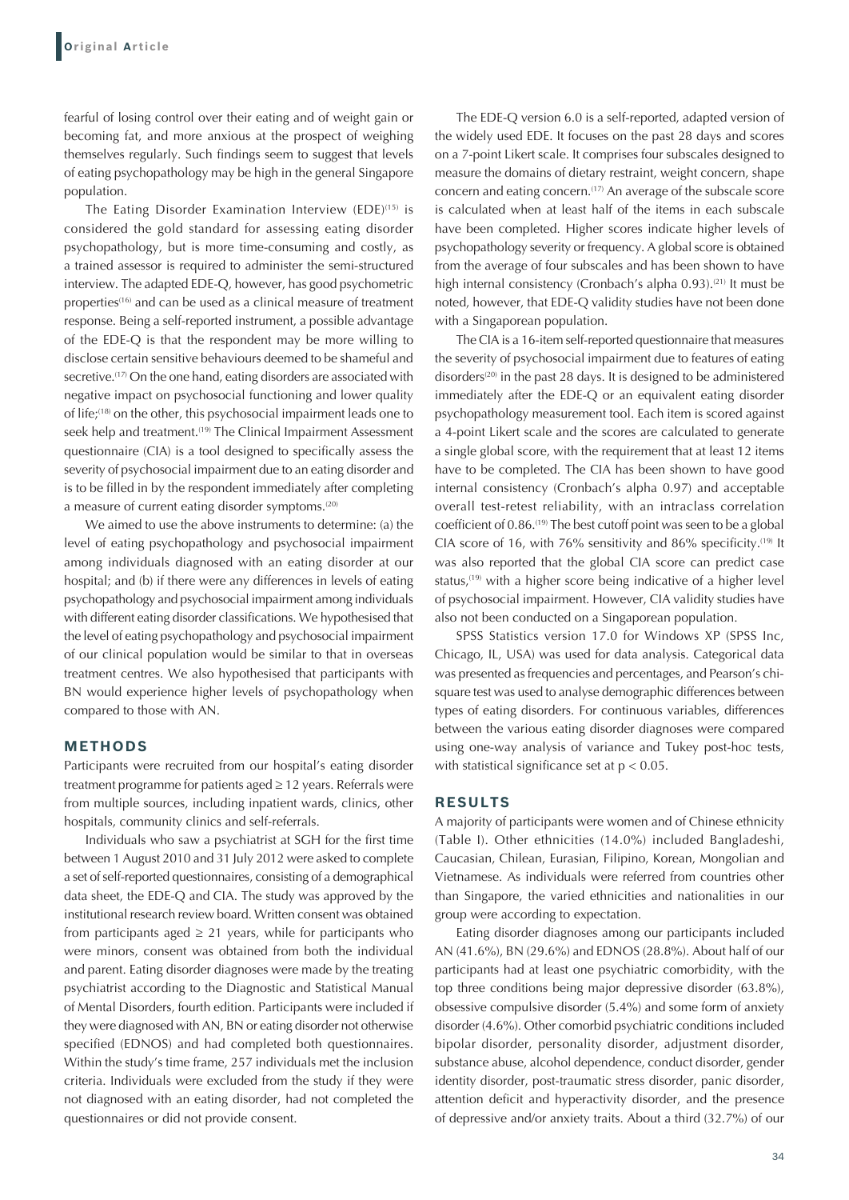fearful of losing control over their eating and of weight gain or becoming fat, and more anxious at the prospect of weighing themselves regularly. Such findings seem to suggest that levels of eating psychopathology may be high in the general Singapore population.

The Eating Disorder Examination Interview (EDE)[15] is considered the gold standard for assessing eating disorder psychopathology, but is more time-consuming and costly, as a trained assessor is required to administer the semi-structured interview. The adapted EDE-Q, however, has good psychometric properties[16] and can be used as a clinical measure of treatment response. Being a self-reported instrument, a possible advantage of the EDE-Q is that the respondent may be more willing to disclose certain sensitive behaviours deemed to be shameful and secretive.[17] On the one hand, eating disorders are associated with negative impact on psychosocial functioning and lower quality of life;[18] on the other, this psychosocial impairment leads one to seek help and treatment.[19] The Clinical Impairment Assessment questionnaire (CIA) is a tool designed to specifically assess the severity of psychosocial impairment due to an eating disorder and is to be filled in by the respondent immediately after completing a measure of current eating disorder symptoms.[20]

We aimed to use the above instruments to determine: (a) the level of eating psychopathology and psychosocial impairment among individuals diagnosed with an eating disorder at our hospital; and (b) if there were any differences in levels of eating psychopathology and psychosocial impairment among individuals with different eating disorder classifications. We hypothesised that the level of eating psychopathology and psychosocial impairment of our clinical population would be similar to that in overseas treatment centres. We also hypothesised that participants with BN would experience higher levels of psychopathology when compared to those with AN.

## METHODS

Participants were recruited from our hospital's eating disorder treatment programme for patients aged ≥ 12 years. Referrals were from multiple sources, including inpatient wards, clinics, other hospitals, community clinics and self-referrals.

Individuals who saw a psychiatrist at SGH for the first time between 1 August 2010 and 31 July 2012 were asked to complete a set of self-reported questionnaires, consisting of a demographical data sheet, the EDE-Q and CIA. The study was approved by the institutional research review board. Written consent was obtained from participants aged ≥ 21 years, while for participants who were minors, consent was obtained from both the individual and parent. Eating disorder diagnoses were made by the treating psychiatrist according to the Diagnostic and Statistical Manual of Mental Disorders, fourth edition. Participants were included if they were diagnosed with AN, BN or eating disorder not otherwise specified (EDNOS) and had completed both questionnaires. Within the study's time frame, 257 individuals met the inclusion criteria. Individuals were excluded from the study if they were not diagnosed with an eating disorder, had not completed the questionnaires or did not provide consent.

The EDE-Q version 6.0 is a self-reported, adapted version of the widely used EDE. It focuses on the past 28 days and scores on a 7-point Likert scale. It comprises four subscales designed to measure the domains of dietary restraint, weight concern, shape concern and eating concern.[17] An average of the subscale score is calculated when at least half of the items in each subscale have been completed. Higher scores indicate higher levels of psychopathology severity or frequency. A global score is obtained from the average of four subscales and has been shown to have high internal consistency (Cronbach's alpha 0.93).[21] It must be noted, however, that EDE-Q validity studies have not been done with a Singaporean population.

The CIA is a 16-item self-reported questionnaire that measures the severity of psychosocial impairment due to features of eating disorders[20] in the past 28 days. It is designed to be administered immediately after the EDE-Q or an equivalent eating disorder psychopathology measurement tool. Each item is scored against a 4-point Likert scale and the scores are calculated to generate a single global score, with the requirement that at least 12 items have to be completed. The CIA has been shown to have good internal consistency (Cronbach's alpha 0.97) and acceptable overall test-retest reliability, with an intraclass correlation coefficient of 0.86.[19] The best cutoff point was seen to be a global CIA score of 16, with 76% sensitivity and 86% specificity.[19] It was also reported that the global CIA score can predict case status,[19] with a higher score being indicative of a higher level of psychosocial impairment. However, CIA validity studies have also not been conducted on a Singaporean population.

SPSS Statistics version 17.0 for Windows XP (SPSS Inc, Chicago, IL, USA) was used for data analysis. Categorical data was presented as frequencies and percentages, and Pearson's chi-square test was used to analyse demographic differences between types of eating disorders. For continuous variables, differences between the various eating disorder diagnoses were compared using one-way analysis of variance and Tukey post-hoc tests, with statistical significance set at $p < 0.05$.

## RESULTS

A majority of participants were women and of Chinese ethnicity (Table I). Other ethnicities (14.0%) included Bangladeshi, Caucasian, Chilean, Eurasian, Filipino, Korean, Mongolian and Vietnamese. As individuals were referred from countries other than Singapore, the varied ethnicities and nationalities in our group were according to expectation.

Eating disorder diagnoses among our participants included AN (41.6%), BN (29.6%) and EDNOS (28.8%). About half of our participants had at least one psychiatric comorbidity, with the top three conditions being major depressive disorder (63.8%), obsessive compulsive disorder (5.4%) and some form of anxiety disorder (4.6%). Other comorbid psychiatric conditions included bipolar disorder, personality disorder, adjustment disorder, substance abuse, alcohol dependence, conduct disorder, gender identity disorder, post-traumatic stress disorder, panic disorder, attention deficit and hyperactivity disorder, and the presence of depressive and/or anxiety traits. About a third (32.7%) of our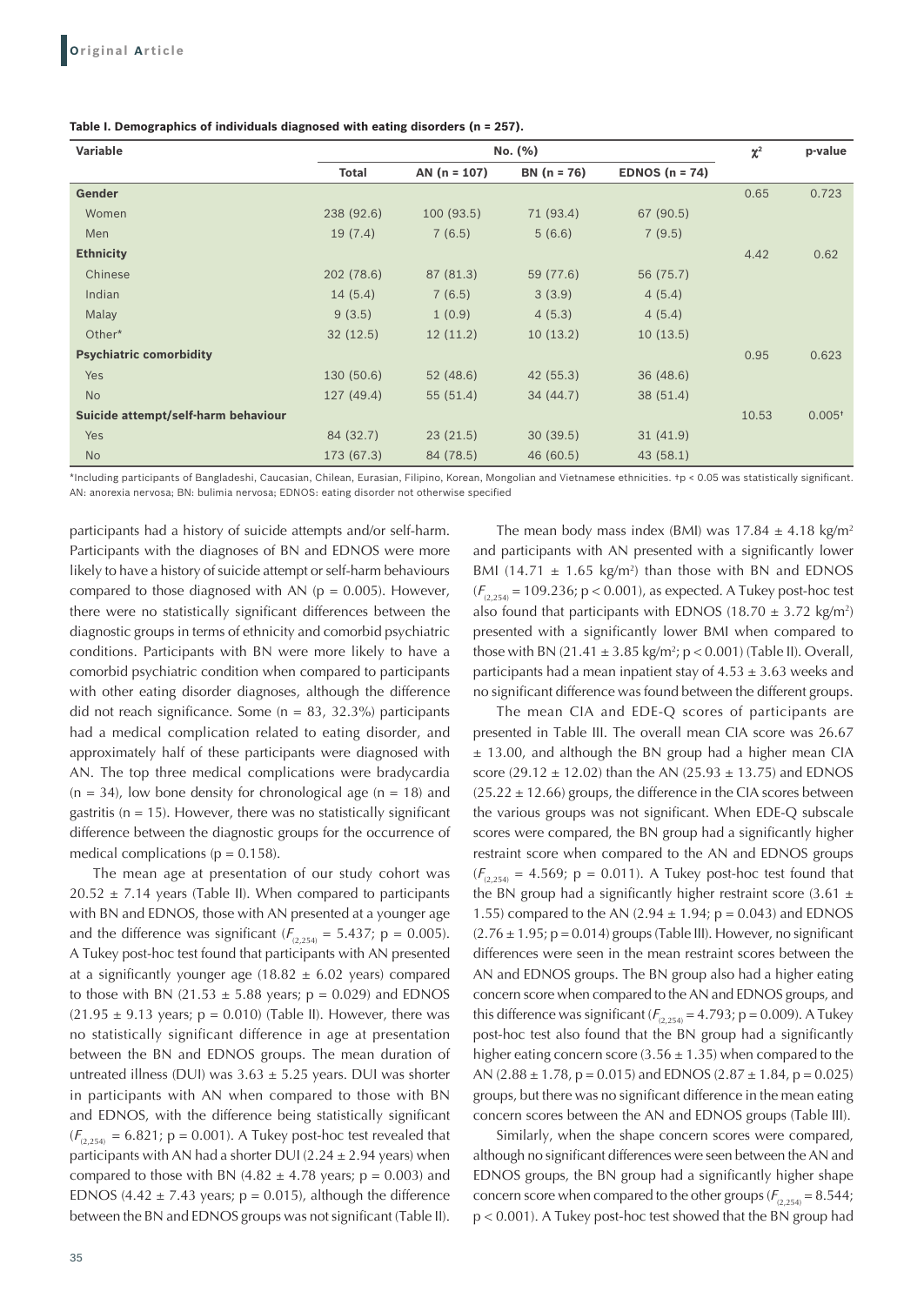**Table I. Demographics of individuals diagnosed with eating disorders (n = 257).**

| Variable | No. (%) | | | | $\chi^2$ | p-value |
|---|---|---|---|---|---|---|
| | Total | AN (n = 107) | BN (n = 76) | EDNOS (n = 74) | | |
| **Gender** | | | | | 0.65 | 0.723 |
| Women | 238 (92.6) | 100 (93.5) | 71 (93.4) | 67 (90.5) | | |
| Men | 19 (7.4) | 7 (6.5) | 5 (6.6) | 7 (9.5) | | |
| **Ethnicity** | | | | | 4.42 | 0.62 |
| Chinese | 202 (78.6) | 87 (81.3) | 59 (77.6) | 56 (75.7) | | |
| Indian | 14 (5.4) | 7 (6.5) | 3 (3.9) | 4 (5.4) | | |
| Malay | 9 (3.5) | 1 (0.9) | 4 (5.3) | 4 (5.4) | | |
| Other* | 32 (12.5) | 12 (11.2) | 10 (13.2) | 10 (13.5) | | |
| **Psychiatric comorbidity** | | | | | 0.95 | 0.623 |
| Yes | 130 (50.6) | 52 (48.6) | 42 (55.3) | 36 (48.6) | | |
| No | 127 (49.4) | 55 (51.4) | 34 (44.7) | 38 (51.4) | | |
| **Suicide attempt/self-harm behaviour** | | | | | 10.53 | 0.005† |
| Yes | 84 (32.7) | 23 (21.5) | 30 (39.5) | 31 (41.9) | | |
| No | 173 (67.3) | 84 (78.5) | 46 (60.5) | 43 (58.1) | | |

*Including participants of Bangladeshi, Caucasian, Chilean, Eurasian, Filipino, Korean, Mongolian and Vietnamese ethnicities. †p < 0.05 was statistically significant. AN: anorexia nervosa; BN: bulimia nervosa; EDNOS: eating disorder not otherwise specified

participants had a history of suicide attempts and/or self-harm. Participants with the diagnoses of BN and EDNOS were more likely to have a history of suicide attempt or self-harm behaviours compared to those diagnosed with AN ($p = 0.005$). However, there were no statistically significant differences between the diagnostic groups in terms of ethnicity and comorbid psychiatric conditions. Participants with BN were more likely to have a comorbid psychiatric condition when compared to participants with other eating disorder diagnoses, although the difference did not reach significance. Some (n = 83, 32.3%) participants had a medical complication related to eating disorder, and approximately half of these participants were diagnosed with AN. The top three medical complications were bradycardia (n = 34), low bone density for chronological age (n = 18) and gastritis (n = 15). However, there was no statistically significant difference between the diagnostic groups for the occurrence of medical complications ($p = 0.158$).

The mean age at presentation of our study cohort was 20.52 ± 7.14 years (Table II). When compared to participants with BN and EDNOS, those with AN presented at a younger age and the difference was significant ($F_{(2,254)} = 5.437$; $p = 0.005$). A Tukey post-hoc test found that participants with AN presented at a significantly younger age (18.82 ± 6.02 years) compared to those with BN (21.53 ± 5.88 years; $p = 0.029$) and EDNOS (21.95 ± 9.13 years; $p = 0.010$) (Table II). However, there was no statistically significant difference in age at presentation between the BN and EDNOS groups. The mean duration of untreated illness (DUI) was 3.63 ± 5.25 years. DUI was shorter in participants with AN when compared to those with BN and EDNOS, with the difference being statistically significant ($F_{(2,254)} = 6.821$; $p = 0.001$). A Tukey post-hoc test revealed that participants with AN had a shorter DUI (2.24 ± 2.94 years) when compared to those with BN (4.82 ± 4.78 years; $p = 0.003$) and EDNOS (4.42 ± 7.43 years; $p = 0.015$), although the difference between the BN and EDNOS groups was not significant (Table II).

The mean body mass index (BMI) was 17.84 ± 4.18 kg/m$^2$ and participants with AN presented with a significantly lower BMI (14.71 ± 1.65 kg/m$^2$) than those with BN and EDNOS ($F_{(2,254)} = 109.236$; $p < 0.001$), as expected. A Tukey post-hoc test also found that participants with EDNOS (18.70 ± 3.72 kg/m$^2$) presented with a significantly lower BMI when compared to those with BN (21.41 ± 3.85 kg/m$^2$; $p < 0.001$) (Table II). Overall, participants had a mean inpatient stay of 4.53 ± 3.63 weeks and no significant difference was found between the different groups.

The mean CIA and EDE-Q scores of participants are presented in Table III. The overall mean CIA score was 26.67 ± 13.00, and although the BN group had a higher mean CIA score (29.12 ± 12.02) than the AN (25.93 ± 13.75) and EDNOS (25.22 ± 12.66) groups, the difference in the CIA scores between the various groups was not significant. When EDE-Q subscale scores were compared, the BN group had a significantly higher restraint score when compared to the AN and EDNOS groups ($F_{(2,254)} = 4.569$; $p = 0.011$). A Tukey post-hoc test found that the BN group had a significantly higher restraint score (3.61 ± 1.55) compared to the AN (2.94 ± 1.94; $p = 0.043$) and EDNOS (2.76 ± 1.95; $p = 0.014$) groups (Table III). However, no significant differences were seen in the mean restraint scores between the AN and EDNOS groups. The BN group also had a higher eating concern score when compared to the AN and EDNOS groups, and this difference was significant ($F_{(2,254)} = 4.793$; $p = 0.009$). A Tukey post-hoc test also found that the BN group had a significantly higher eating concern score (3.56 ± 1.35) when compared to the AN (2.88 ± 1.78, $p = 0.015$) and EDNOS (2.87 ± 1.84, $p = 0.025$) groups, but there was no significant difference in the mean eating concern scores between the AN and EDNOS groups (Table III).

Similarly, when the shape concern scores were compared, although no significant differences were seen between the AN and EDNOS groups, the BN group had a significantly higher shape concern score when compared to the other groups ($F_{(2,254)} = 8.544$; $p < 0.001$). A Tukey post-hoc test showed that the BN group had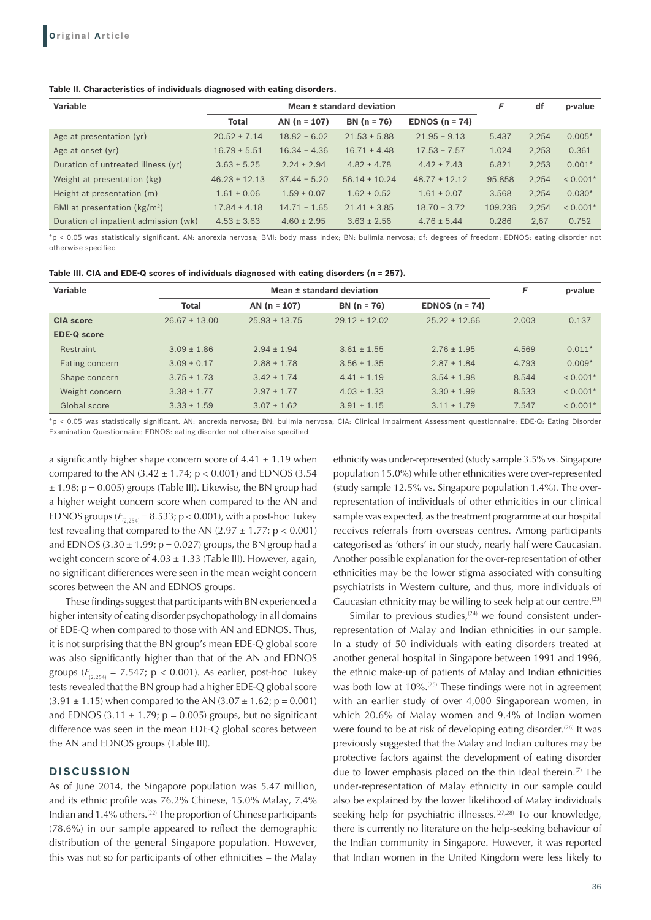**Table II. Characteristics of individuals diagnosed with eating disorders.**

| Variable | Mean ± standard deviation | | | | *F* | df | p-value |
|---|---|---|---|---|---|---|---|
| | Total | AN (n = 107) | BN (n = 76) | EDNOS (n = 74) | | | |
| Age at presentation (yr) | 20.52 ± 7.14 | 18.82 ± 6.02 | 21.53 ± 5.88 | 21.95 ± 9.13 | 5.437 | 2,254 | 0.005* |
| Age at onset (yr) | 16.79 ± 5.51 | 16.34 ± 4.36 | 16.71 ± 4.48 | 17.53 ± 7.57 | 1.024 | 2,253 | 0.361 |
| Duration of untreated illness (yr) | 3.63 ± 5.25 | 2.24 ± 2.94 | 4.82 ± 4.78 | 4.42 ± 7.43 | 6.821 | 2,253 | 0.001* |
| Weight at presentation (kg) | 46.23 ± 12.13 | 37.44 ± 5.20 | 56.14 ± 10.24 | 48.77 ± 12.12 | 95.858 | 2,254 | < 0.001* |
| Height at presentation (m) | 1.61 ± 0.06 | 1.59 ± 0.07 | 1.62 ± 0.52 | 1.61 ± 0.07 | 3.568 | 2,254 | 0.030* |
| BMI at presentation (kg/m$^2$) | 17.84 ± 4.18 | 14.71 ± 1.65 | 21.41 ± 3.85 | 18.70 ± 3.72 | 109.236 | 2,254 | < 0.001* |
| Duration of inpatient admission (wk) | 4.53 ± 3.63 | 4.60 ± 2.95 | 3.63 ± 2.56 | 4.76 ± 5.44 | 0.286 | 2,67 | 0.752 |

*p < 0.05 was statistically significant. AN: anorexia nervosa; BMI: body mass index; BN: bulimia nervosa; df: degrees of freedom; EDNOS: eating disorder not otherwise specified

**Table III. CIA and EDE-Q scores of individuals diagnosed with eating disorders (n = 257).**

| Variable | Mean ± standard deviation | | | | *F* | p-value |
|---|---|---|---|---|---|---|
| | Total | AN (n = 107) | BN (n = 76) | EDNOS (n = 74) | | |
| **CIA score** | 26.67 ± 13.00 | 25.93 ± 13.75 | 29.12 ± 12.02 | 25.22 ± 12.66 | 2.003 | 0.137 |
| **EDE-Q score** | | | | | | |
| Restraint | 3.09 ± 1.86 | 2.94 ± 1.94 | 3.61 ± 1.55 | 2.76 ± 1.95 | 4.569 | 0.011* |
| Eating concern | 3.09 ± 0.17 | 2.88 ± 1.78 | 3.56 ± 1.35 | 2.87 ± 1.84 | 4.793 | 0.009* |
| Shape concern | 3.75 ± 1.73 | 3.42 ± 1.74 | 4.41 ± 1.19 | 3.54 ± 1.98 | 8.544 | < 0.001* |
| Weight concern | 3.38 ± 1.77 | 2.97 ± 1.77 | 4.03 ± 1.33 | 3.30 ± 1.99 | 8.533 | < 0.001* |
| Global score | 3.33 ± 1.59 | 3.07 ± 1.62 | 3.91 ± 1.15 | 3.11 ± 1.79 | 7.547 | < 0.001* |

*p < 0.05 was statistically significant. AN: anorexia nervosa; BN: bulimia nervosa; CIA: Clinical Impairment Assessment questionnaire; EDE-Q: Eating Disorder Examination Questionnaire; EDNOS: eating disorder not otherwise specified

a significantly higher shape concern score of 4.41 ± 1.19 when compared to the AN (3.42 ± 1.74; $p < 0.001$) and EDNOS (3.54 ± 1.98; $p = 0.005$) groups (Table III). Likewise, the BN group had a higher weight concern score when compared to the AN and EDNOS groups ($F_{(2,254)} = 8.533$; $p < 0.001$), with a post-hoc Tukey test revealing that compared to the AN (2.97 ± 1.77; $p < 0.001$) and EDNOS (3.30 ± 1.99; $p = 0.027$) groups, the BN group had a weight concern score of 4.03 ± 1.33 (Table III). However, again, no significant differences were seen in the mean weight concern scores between the AN and EDNOS groups.

These findings suggest that participants with BN experienced a higher intensity of eating disorder psychopathology in all domains of EDE-Q when compared to those with AN and EDNOS. Thus, it is not surprising that the BN group's mean EDE-Q global score was also significantly higher than that of the AN and EDNOS groups ($F_{(2,254)} = 7.547$; $p < 0.001$). As earlier, post-hoc Tukey tests revealed that the BN group had a higher EDE-Q global score (3.91 ± 1.15) when compared to the AN (3.07 ± 1.62; $p = 0.001$) and EDNOS (3.11 ± 1.79; $p = 0.005$) groups, but no significant difference was seen in the mean EDE-Q global scores between the AN and EDNOS groups (Table III).

## DISCUSSION

As of June 2014, the Singapore population was 5.47 million, and its ethnic profile was 76.2% Chinese, 15.0% Malay, 7.4% Indian and 1.4% others.[22] The proportion of Chinese participants (78.6%) in our sample appeared to reflect the demographic distribution of the general Singapore population. However, this was not so for participants of other ethnicities – the Malay ethnicity was under-represented (study sample 3.5% vs. Singapore population 15.0%) while other ethnicities were over-represented (study sample 12.5% vs. Singapore population 1.4%). The over-representation of individuals of other ethnicities in our clinical sample was expected, as the treatment programme at our hospital receives referrals from overseas centres. Among participants categorised as 'others' in our study, nearly half were Caucasian. Another possible explanation for the over-representation of other ethnicities may be the lower stigma associated with consulting psychiatrists in Western culture, and thus, more individuals of Caucasian ethnicity may be willing to seek help at our centre.[23]

Similar to previous studies,[24] we found consistent under-representation of Malay and Indian ethnicities in our sample. In a study of 50 individuals with eating disorders treated at another general hospital in Singapore between 1991 and 1996, the ethnic make-up of patients of Malay and Indian ethnicities was both low at 10%.[25] These findings were not in agreement with an earlier study of over 4,000 Singaporean women, in which 20.6% of Malay women and 9.4% of Indian women were found to be at risk of developing eating disorder.[26] It was previously suggested that the Malay and Indian cultures may be protective factors against the development of eating disorder due to lower emphasis placed on the thin ideal therein.[7] The under-representation of Malay ethnicity in our sample could also be explained by the lower likelihood of Malay individuals seeking help for psychiatric illnesses.[27,28] To our knowledge, there is currently no literature on the help-seeking behaviour of the Indian community in Singapore. However, it was reported that Indian women in the United Kingdom were less likely to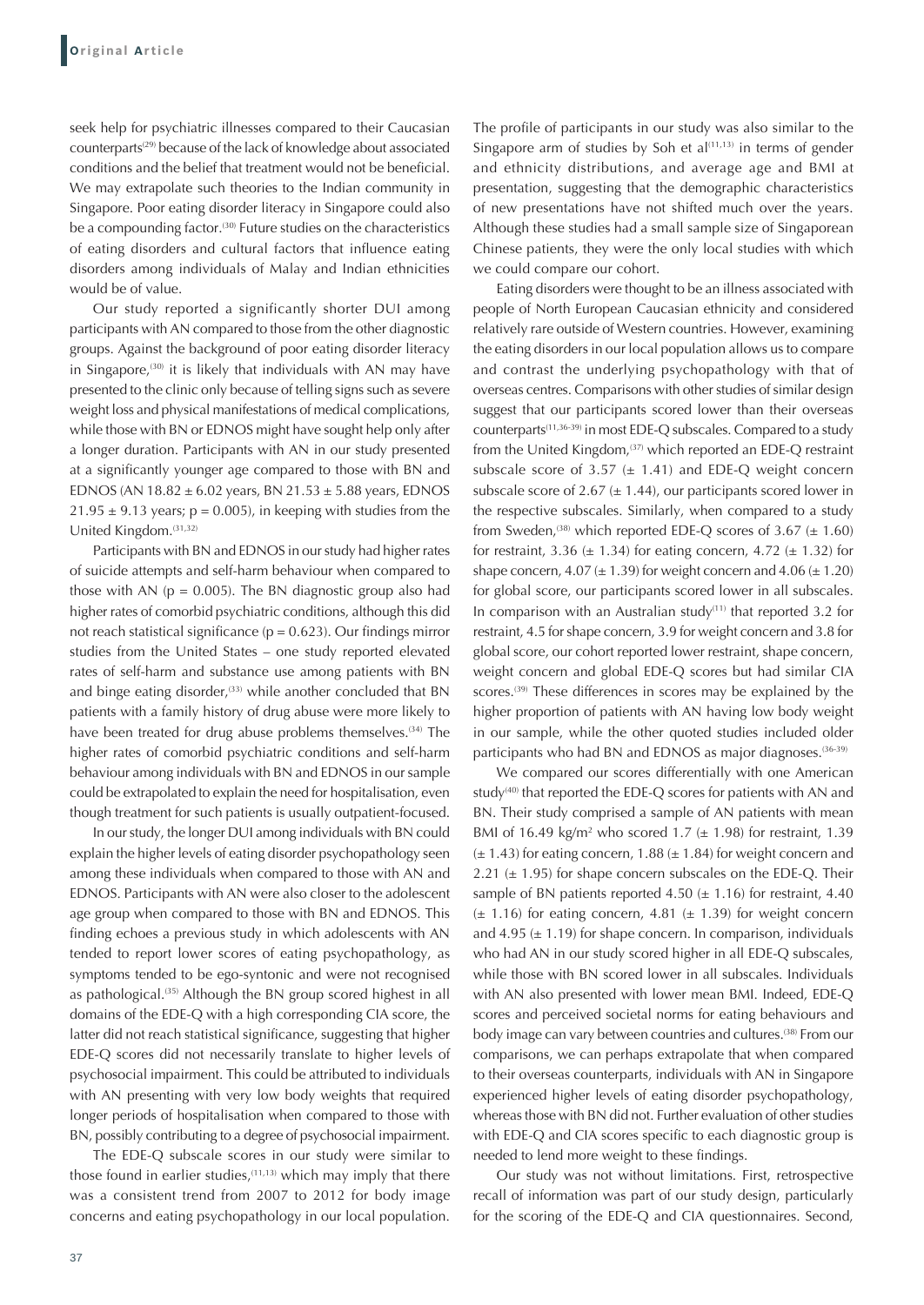seek help for psychiatric illnesses compared to their Caucasian counterparts[29] because of the lack of knowledge about associated conditions and the belief that treatment would not be beneficial. We may extrapolate such theories to the Indian community in Singapore. Poor eating disorder literacy in Singapore could also be a compounding factor.[30] Future studies on the characteristics of eating disorders and cultural factors that influence eating disorders among individuals of Malay and Indian ethnicities would be of value.

Our study reported a significantly shorter DUI among participants with AN compared to those from the other diagnostic groups. Against the background of poor eating disorder literacy in Singapore,[30] it is likely that individuals with AN may have presented to the clinic only because of telling signs such as severe weight loss and physical manifestations of medical complications, while those with BN or EDNOS might have sought help only after a longer duration. Participants with AN in our study presented at a significantly younger age compared to those with BN and EDNOS (AN 18.82 ± 6.02 years, BN 21.53 ± 5.88 years, EDNOS 21.95 ± 9.13 years; $p = 0.005$), in keeping with studies from the United Kingdom.[31,32]

Participants with BN and EDNOS in our study had higher rates of suicide attempts and self-harm behaviour when compared to those with AN ($p = 0.005$). The BN diagnostic group also had higher rates of comorbid psychiatric conditions, although this did not reach statistical significance ($p = 0.623$). Our findings mirror studies from the United States – one study reported elevated rates of self-harm and substance use among patients with BN and binge eating disorder,[33] while another concluded that BN patients with a family history of drug abuse were more likely to have been treated for drug abuse problems themselves.[34] The higher rates of comorbid psychiatric conditions and self-harm behaviour among individuals with BN and EDNOS in our sample could be extrapolated to explain the need for hospitalisation, even though treatment for such patients is usually outpatient-focused.

In our study, the longer DUI among individuals with BN could explain the higher levels of eating disorder psychopathology seen among these individuals when compared to those with AN and EDNOS. Participants with AN were also closer to the adolescent age group when compared to those with BN and EDNOS. This finding echoes a previous study in which adolescents with AN tended to report lower scores of eating psychopathology, as symptoms tended to be ego-syntonic and were not recognised as pathological.[35] Although the BN group scored highest in all domains of the EDE-Q with a high corresponding CIA score, the latter did not reach statistical significance, suggesting that higher EDE-Q scores did not necessarily translate to higher levels of psychosocial impairment. This could be attributed to individuals with AN presenting with very low body weights that required longer periods of hospitalisation when compared to those with BN, possibly contributing to a degree of psychosocial impairment.

The EDE-Q subscale scores in our study were similar to those found in earlier studies,[11,13] which may imply that there was a consistent trend from 2007 to 2012 for body image concerns and eating psychopathology in our local population. The profile of participants in our study was also similar to the Singapore arm of studies by Soh et al[11,13] in terms of gender and ethnicity distributions, and average age and BMI at presentation, suggesting that the demographic characteristics of new presentations have not shifted much over the years. Although these studies had a small sample size of Singaporean Chinese patients, they were the only local studies with which we could compare our cohort.

Eating disorders were thought to be an illness associated with people of North European Caucasian ethnicity and considered relatively rare outside of Western countries. However, examining the eating disorders in our local population allows us to compare and contrast the underlying psychopathology with that of overseas centres. Comparisons with other studies of similar design suggest that our participants scored lower than their overseas counterparts[11,36-39] in most EDE-Q subscales. Compared to a study from the United Kingdom,[37] which reported an EDE-Q restraint subscale score of 3.57 (± 1.41) and EDE-Q weight concern subscale score of 2.67 (± 1.44), our participants scored lower in the respective subscales. Similarly, when compared to a study from Sweden,[38] which reported EDE-Q scores of 3.67 (± 1.60) for restraint, 3.36 (± 1.34) for eating concern, 4.72 (± 1.32) for shape concern, 4.07 (± 1.39) for weight concern and 4.06 (± 1.20) for global score, our participants scored lower in all subscales. In comparison with an Australian study[11] that reported 3.2 for restraint, 4.5 for shape concern, 3.9 for weight concern and 3.8 for global score, our cohort reported lower restraint, shape concern, weight concern and global EDE-Q scores but had similar CIA scores.[39] These differences in scores may be explained by the higher proportion of patients with AN having low body weight in our sample, while the other quoted studies included older participants who had BN and EDNOS as major diagnoses.[36-39]

We compared our scores differentially with one American study[40] that reported the EDE-Q scores for patients with AN and BN. Their study comprised a sample of AN patients with mean BMI of 16.49 kg/m$^2$ who scored 1.7 (± 1.98) for restraint, 1.39 (± 1.43) for eating concern, 1.88 (± 1.84) for weight concern and 2.21 (± 1.95) for shape concern subscales on the EDE-Q. Their sample of BN patients reported 4.50 (± 1.16) for restraint, 4.40 (± 1.16) for eating concern, 4.81 (± 1.39) for weight concern and 4.95 (± 1.19) for shape concern. In comparison, individuals who had AN in our study scored higher in all EDE-Q subscales, while those with BN scored lower in all subscales. Individuals with AN also presented with lower mean BMI. Indeed, EDE-Q scores and perceived societal norms for eating behaviours and body image can vary between countries and cultures.[38] From our comparisons, we can perhaps extrapolate that when compared to their overseas counterparts, individuals with AN in Singapore experienced higher levels of eating disorder psychopathology, whereas those with BN did not. Further evaluation of other studies with EDE-Q and CIA scores specific to each diagnostic group is needed to lend more weight to these findings.

Our study was not without limitations. First, retrospective recall of information was part of our study design, particularly for the scoring of the EDE-Q and CIA questionnaires. Second,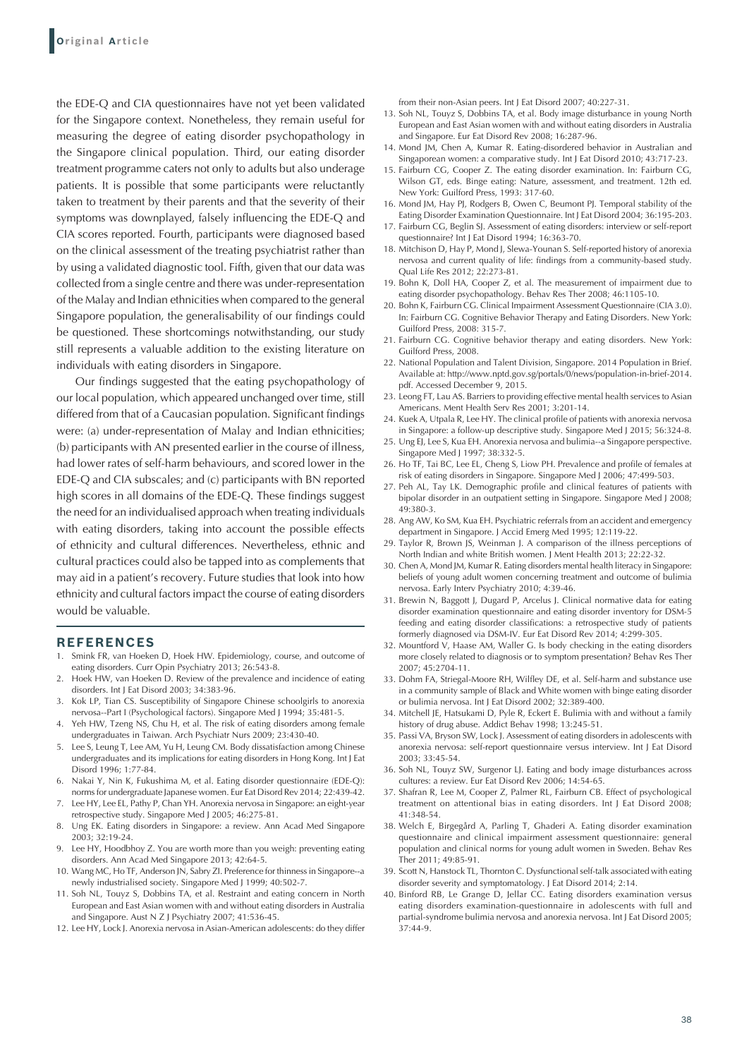the EDE-Q and CIA questionnaires have not yet been validated for the Singapore context. Nonetheless, they remain useful for measuring the degree of eating disorder psychopathology in the Singapore clinical population. Third, our eating disorder treatment programme caters not only to adults but also underage patients. It is possible that some participants were reluctantly taken to treatment by their parents and that the severity of their symptoms was downplayed, falsely influencing the EDE-Q and CIA scores reported. Fourth, participants were diagnosed based on the clinical assessment of the treating psychiatrist rather than by using a validated diagnostic tool. Fifth, given that our data was collected from a single centre and there was under-representation of the Malay and Indian ethnicities when compared to the general Singapore population, the generalisability of our findings could be questioned. These shortcomings notwithstanding, our study still represents a valuable addition to the existing literature on individuals with eating disorders in Singapore.

Our findings suggested that the eating psychopathology of our local population, which appeared unchanged over time, still differed from that of a Caucasian population. Significant findings were: (a) under-representation of Malay and Indian ethnicities; (b) participants with AN presented earlier in the course of illness, had lower rates of self-harm behaviours, and scored lower in the EDE-Q and CIA subscales; and (c) participants with BN reported high scores in all domains of the EDE-Q. These findings suggest the need for an individualised approach when treating individuals with eating disorders, taking into account the possible effects of ethnicity and cultural differences. Nevertheless, ethnic and cultural practices could also be tapped into as complements that may aid in a patient's recovery. Future studies that look into how ethnicity and cultural factors impact the course of eating disorders would be valuable.

## REFERENCES

1. Smink FR, van Hoeken D, Hoek HW. Epidemiology, course, and outcome of eating disorders. Curr Opin Psychiatry 2013; 26:543-8.
2. Hoek HW, van Hoeken D. Review of the prevalence and incidence of eating disorders. Int J Eat Disord 2003; 34:383-96.
3. Kok LP, Tian CS. Susceptibility of Singapore Chinese schoolgirls to anorexia nervosa--Part I (Psychological factors). Singapore Med J 1994; 35:481-5.
4. Yeh HW, Tzeng NS, Chu H, et al. The risk of eating disorders among female undergraduates in Taiwan. Arch Psychiatr Nurs 2009; 23:430-40.
5. Lee S, Leung T, Lee AM, Yu H, Leung CM. Body dissatisfaction among Chinese undergraduates and its implications for eating disorders in Hong Kong. Int J Eat Disord 1996; 1:77-84.
6. Nakai Y, Nin K, Fukushima M, et al. Eating disorder questionnaire (EDE-Q): norms for undergraduate Japanese women. Eur Eat Disord Rev 2014; 22:439-42.
7. Lee HY, Lee EL, Pathy P, Chan YH. Anorexia nervosa in Singapore: an eight-year retrospective study. Singapore Med J 2005; 46:275-81.
8. Ung EK. Eating disorders in Singapore: a review. Ann Acad Med Singapore 2003; 32:19-24.
9. Lee HY, Hoodbhoy Z. You are worth more than you weigh: preventing eating disorders. Ann Acad Med Singapore 2013; 42:64-5.
10. Wang MC, Ho TF, Anderson JN, Sabry ZI. Preference for thinness in Singapore--a newly industrialised society. Singapore Med J 1999; 40:502-7.
11. Soh NL, Touyz S, Dobbins TA, et al. Restraint and eating concern in North European and East Asian women with and without eating disorders in Australia and Singapore. Aust N Z J Psychiatry 2007; 41:536-45.
12. Lee HY, Lock J. Anorexia nervosa in Asian-American adolescents: do they differ from their non-Asian peers. Int J Eat Disord 2007; 40:227-31.
13. Soh NL, Touyz S, Dobbins TA, et al. Body image disturbance in young North European and East Asian women with and without eating disorders in Australia and Singapore. Eur Eat Disord Rev 2008; 16:287-96.
14. Mond JM, Chen A, Kumar R. Eating-disordered behavior in Australian and Singaporean women: a comparative study. Int J Eat Disord 2010; 43:717-23.
15. Fairburn CG, Cooper Z. The eating disorder examination. In: Fairburn CG, Wilson GT, eds. Binge eating: Nature, assessment, and treatment. 12th ed. New York: Guilford Press, 1993: 317-60.
16. Mond JM, Hay PJ, Rodgers B, Owen C, Beumont PJ. Temporal stability of the Eating Disorder Examination Questionnaire. Int J Eat Disord 2004; 36:195-203.
17. Fairburn CG, Beglin SJ. Assessment of eating disorders: interview or self-report questionnaire? Int J Eat Disord 1994; 16:363-70.
18. Mitchison D, Hay P, Mond J, Slewa-Younan S. Self-reported history of anorexia nervosa and current quality of life: findings from a community-based study. Qual Life Res 2012; 22:273-81.
19. Bohn K, Doll HA, Cooper Z, et al. The measurement of impairment due to eating disorder psychopathology. Behav Res Ther 2008; 46:1105-10.
20. Bohn K, Fairburn CG. Clinical Impairment Assessment Questionnaire (CIA 3.0). In: Fairburn CG. Cognitive Behavior Therapy and Eating Disorders. New York: Guilford Press, 2008: 315-7.
21. Fairburn CG. Cognitive behavior therapy and eating disorders. New York: Guilford Press, 2008.
22. National Population and Talent Division, Singapore. 2014 Population in Brief. Available at: http://www.nptd.gov.sg/portals/0/news/population-in-brief-2014.pdf. Accessed December 9, 2015.
23. Leong FT, Lau AS. Barriers to providing effective mental health services to Asian Americans. Ment Health Serv Res 2001; 3:201-14.
24. Kuek A, Utpala R, Lee HY. The clinical profile of patients with anorexia nervosa in Singapore: a follow-up descriptive study. Singapore Med J 2015; 56:324-8.
25. Ung EJ, Lee S, Kua EH. Anorexia nervosa and bulimia--a Singapore perspective. Singapore Med J 1997; 38:332-5.
26. Ho TF, Tai BC, Lee EL, Cheng S, Liow PH. Prevalence and profile of females at risk of eating disorders in Singapore. Singapore Med J 2006; 47:499-503.
27. Peh AL, Tay LK. Demographic profile and clinical features of patients with bipolar disorder in an outpatient setting in Singapore. Singapore Med J 2008; 49:380-3.
28. Ang AW, Ko SM, Kua EH. Psychiatric referrals from an accident and emergency department in Singapore. J Accid Emerg Med 1995; 12:119-22.
29. Taylor R, Brown JS, Weinman J. A comparison of the illness perceptions of North Indian and white British women. J Ment Health 2013; 22:22-32.
30. Chen A, Mond JM, Kumar R. Eating disorders mental health literacy in Singapore: beliefs of young adult women concerning treatment and outcome of bulimia nervosa. Early Interv Psychiatry 2010; 4:39-46.
31. Brewin N, Baggott J, Dugard P, Arcelus J. Clinical normative data for eating disorder examination questionnaire and eating disorder inventory for DSM-5 feeding and eating disorder classifications: a retrospective study of patients formerly diagnosed via DSM-IV. Eur Eat Disord Rev 2014; 4:299-305.
32. Mountford V, Haase AM, Waller G. Is body checking in the eating disorders more closely related to diagnosis or to symptom presentation? Behav Res Ther 2007; 45:2704-11.
33. Dohm FA, Striegal-Moore RH, Wilfley DE, et al. Self-harm and substance use in a community sample of Black and White women with binge eating disorder or bulimia nervosa. Int J Eat Disord 2002; 32:389-400.
34. Mitchell JE, Hatsukami D, Pyle R, Eckert E. Bulimia with and without a family history of drug abuse. Addict Behav 1998; 13:245-51.
35. Passi VA, Bryson SW, Lock J. Assessment of eating disorders in adolescents with anorexia nervosa: self-report questionnaire versus interview. Int J Eat Disord 2003; 33:45-54.
36. Soh NL, Touyz SW, Surgenor LJ. Eating and body image disturbances across cultures: a review. Eur Eat Disord Rev 2006; 14:54-65.
37. Shafran R, Lee M, Cooper Z, Palmer RL, Fairburn CB. Effect of psychological treatment on attentional bias in eating disorders. Int J Eat Disord 2008; 41:348-54.
38. Welch E, Birgegård A, Parling T, Ghaderi A. Eating disorder examination questionnaire and clinical impairment assessment questionnaire: general population and clinical norms for young adult women in Sweden. Behav Res Ther 2011; 49:85-91.
39. Scott N, Hanstock TL, Thornton C. Dysfunctional self-talk associated with eating disorder severity and symptomatology. J Eat Disord 2014; 2:14.
40. Binford RB, Le Grange D, Jellar CC. Eating disorders examination versus eating disorders examination-questionnaire in adolescents with full and partial-syndrome bulimia nervosa and anorexia nervosa. Int J Eat Disord 2005; 37:44-9.